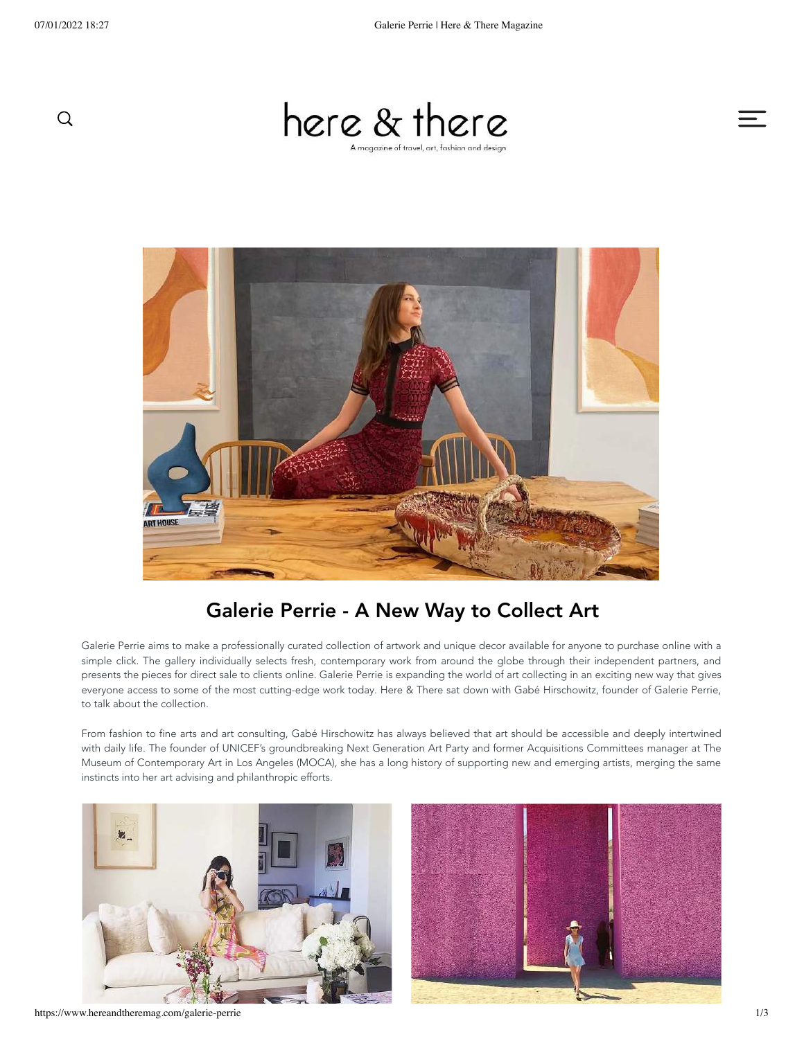# Galerie Perrie - A New Way to Collect Art

Galerie Perrie aims to make a professionally curated collection of artwork and unique decor available for anyone to purchase online with a simple click. The gallery individually selects fresh, contemporary work from around the globe through their independent partners, and presents the pieces for direct sale to clients online. Galerie Perrie is expanding the world of art collecting in an exciting new way that gives everyone access to some of the most cutting-edge work today. Here & There sat down with Gabé Hirschowitz, founder of Galerie Perrie, to talk about the collection.

From fashion to fine arts and art consulting, Gabé Hirschowitz has always believed that art should be accessible and deeply intertwined with daily life. The founder of UNICEF's groundbreaking Next Generation Art Party and former Acquisitions Committees manager at The Museum of Contemporary Art in Los Angeles (MOCA), she has a long history of supporting new and emerging artists, merging the same instincts into her art advising and philanthropic efforts.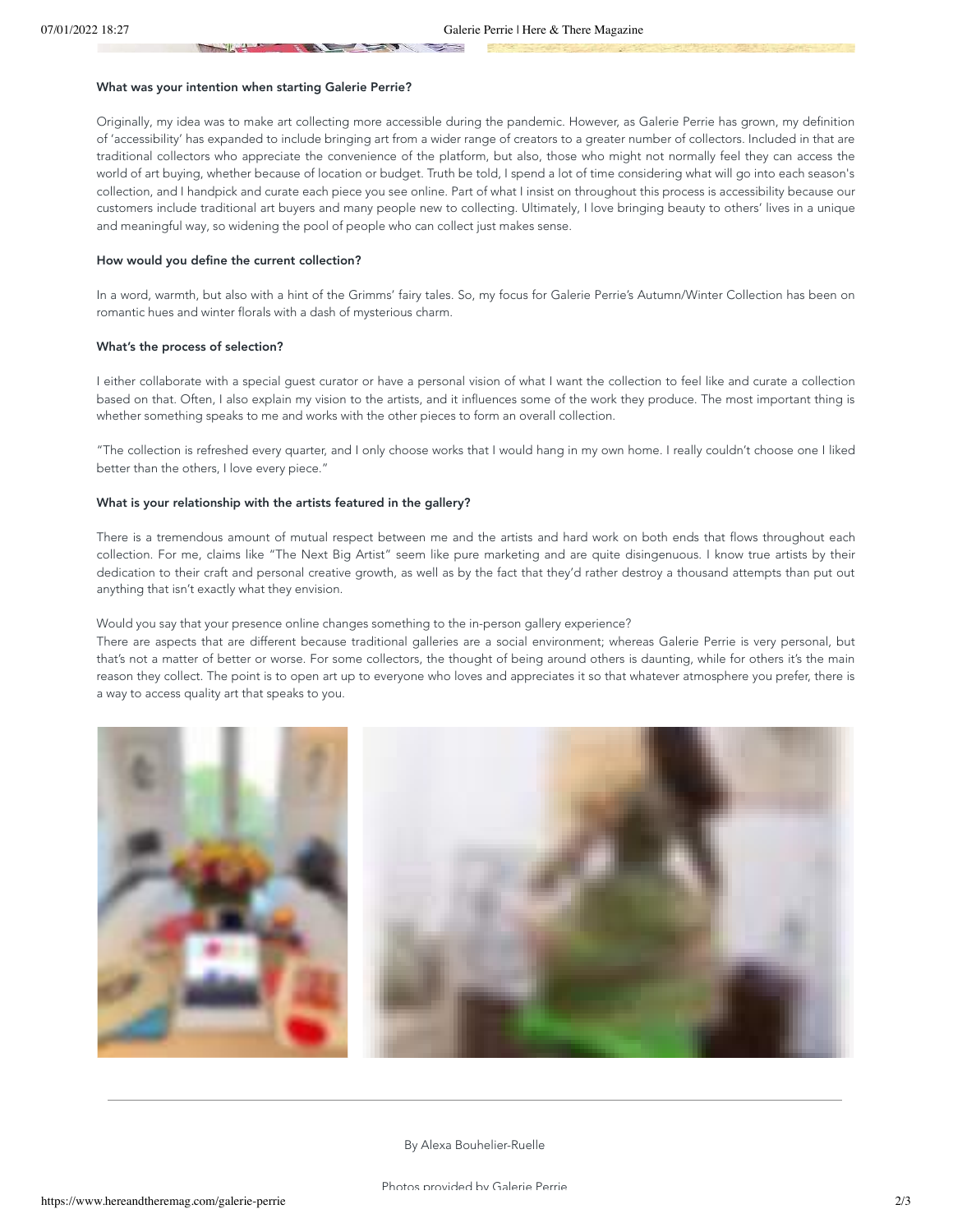**What was your intention when starting Galerie Perrie?**

Originally, my idea was to make art collecting more accessible during the pandemic. However, as Galerie Perrie has grown, my definition of 'accessibility' has expanded to include bringing art from a wider range of creators to a greater number of collectors. Included in that are traditional collectors who appreciate the convenience of the platform, but also, those who might not normally feel they can access the world of art buying, whether because of location or budget. Truth be told, I spend a lot of time considering what will go into each season's collection, and I handpick and curate each piece you see online. Part of what I insist on throughout this process is accessibility because our customers include traditional art buyers and many people new to collecting. Ultimately, I love bringing beauty to others' lives in a unique and meaningful way, so widening the pool of people who can collect just makes sense.

**How would you define the current collection?**

In a word, warmth, but also with a hint of the Grimms' fairy tales. So, my focus for Galerie Perrie's Autumn/Winter Collection has been on romantic hues and winter florals with a dash of mysterious charm.

**What's the process of selection?**

I either collaborate with a special guest curator or have a personal vision of what I want the collection to feel like and curate a collection based on that. Often, I also explain my vision to the artists, and it influences some of the work they produce. The most important thing is whether something speaks to me and works with the other pieces to form an overall collection.

"The collection is refreshed every quarter, and I only choose works that I would hang in my own home. I really couldn't choose one I liked better than the others, I love every piece."

**What is your relationship with the artists featured in the gallery?**

There is a tremendous amount of mutual respect between me and the artists and hard work on both ends that flows throughout each collection. For me, claims like "The Next Big Artist" seem like pure marketing and are quite disingenuous. I know true artists by their dedication to their craft and personal creative growth, as well as by the fact that they'd rather destroy a thousand attempts than put out anything that isn't exactly what they envision.

Would you say that your presence online changes something to the in-person gallery experience?

There are aspects that are different because traditional galleries are a social environment; whereas Galerie Perrie is very personal, but that's not a matter of better or worse. For some collectors, the thought of being around others is daunting, while for others it's the main reason they collect. The point is to open art up to everyone who loves and appreciates it so that whatever atmosphere you prefer, there is a way to access quality art that speaks to you.

---

By Alexa Bouhelier-Ruelle

Photos provided by Galerie Perrie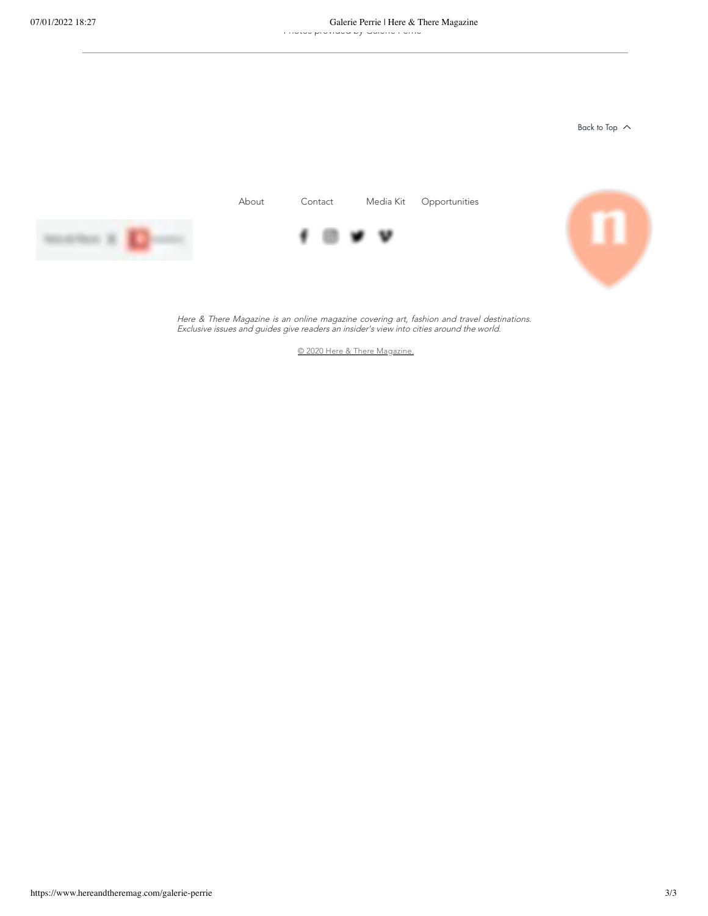Photos provided by Galerie Perrie

---

Back to Top

About Contact Media Kit Opportunities

*Here & There Magazine is an online magazine covering art, fashion and travel destinations. Exclusive issues and guides give readers an insider's view into cities around the world.*

© 2020 Here & There Magazine.